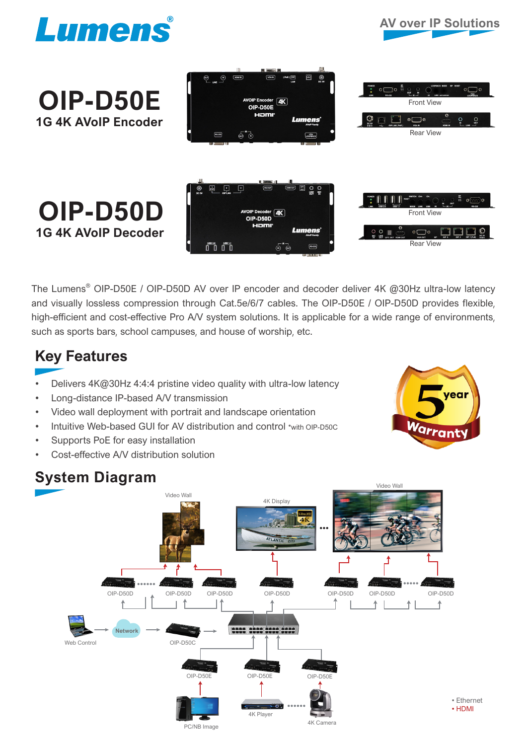Lumens®

AV over IP Solutions

# OIP-D50E

## 1G 4K AVoIP Encoder

Front View

Rear View

# OIP-D50D

## 1G 4K AVoIP Decoder

Front View

Rear View

The Lumens® OIP-D50E / OIP-D50D AV over IP encoder and decoder deliver 4K @30Hz ultra-low latency and visually lossless compression through Cat.5e/6/7 cables. The OIP-D50E / OIP-D50D provides flexible, high-efficient and cost-effective Pro A/V system solutions. It is applicable for a wide range of environments, such as sports bars, school campuses, and house of worship, etc.

## Key Features

- Delivers 4K@30Hz 4:4:4 pristine video quality with ultra-low latency
- Long-distance IP-based A/V transmission
- Video wall deployment with portrait and landscape orientation
- Intuitive Web-based GUI for AV distribution and control *with OIP-D50C
- Supports PoE for easy installation
- Cost-effective A/V distribution solution

5 year Warranty

## System Diagram

Video Wall

4K Display

Video Wall

OIP-D50D

OIP-D50D

OIP-D50D

OIP-D50D

OIP-D50D

OIP-D50D

OIP-D50D

Web Control

Network

OIP-D50C

OIP-D50E

OIP-D50E

OIP-D50E

PC/NB Image

4K Player

4K Camera

• Ethernet
• HDMI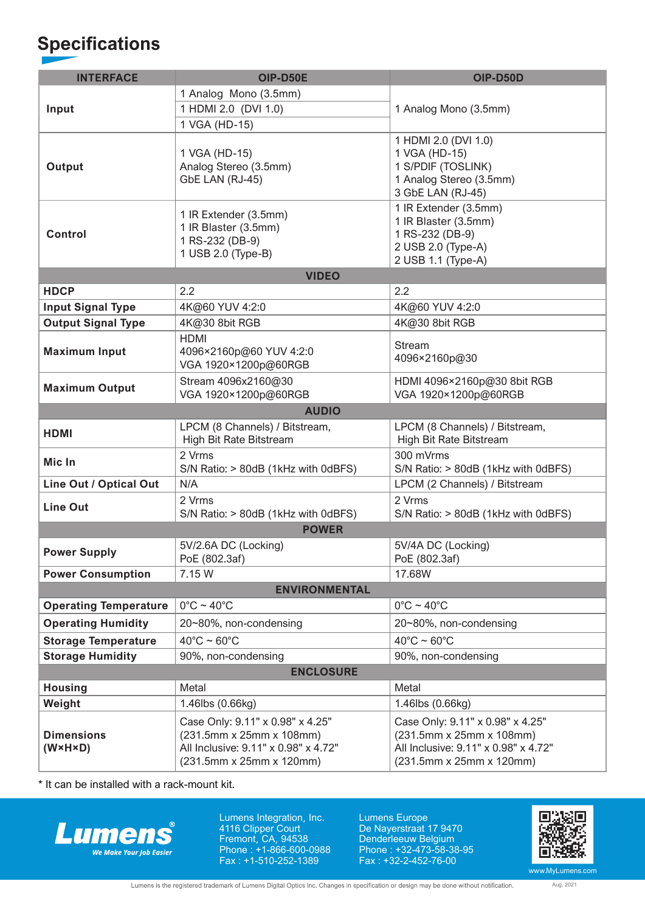## Specifications

| INTERFACE | OIP-D50E | OIP-D50D |
|---|---|---|
| Input | 1 Analog Mono (3.5mm)<br>1 HDMI 2.0 (DVI 1.0)<br>1 VGA (HD-15) | 1 Analog Mono (3.5mm) |
| Output | 1 VGA (HD-15)<br>Analog Stereo (3.5mm)<br>GbE LAN (RJ-45) | 1 HDMI 2.0 (DVI 1.0)<br>1 VGA (HD-15)<br>1 S/PDIF (TOSLINK)<br>1 Analog Stereo (3.5mm)<br>3 GbE LAN (RJ-45) |
| Control | 1 IR Extender (3.5mm)<br>1 IR Blaster (3.5mm)<br>1 RS-232 (DB-9)<br>1 USB 2.0 (Type-B) | 1 IR Extender (3.5mm)<br>1 IR Blaster (3.5mm)<br>1 RS-232 (DB-9)<br>2 USB 2.0 (Type-A)<br>2 USB 1.1 (Type-A) |
| **VIDEO** | | |
| HDCP | 2.2 | 2.2 |
| Input Signal Type | 4K@60 YUV 4:2:0 | 4K@60 YUV 4:2:0 |
| Output Signal Type | 4K@30 8bit RGB | 4K@30 8bit RGB |
| Maximum Input | HDMI<br>4096×2160p@60 YUV 4:2:0<br>VGA 1920×1200p@60RGB | Stream<br>4096×2160p@30 |
| Maximum Output | Stream 4096x2160@30<br>VGA 1920×1200p@60RGB | HDMI 4096×2160p@30 8bit RGB<br>VGA 1920×1200p@60RGB |
| **AUDIO** | | |
| HDMI | LPCM (8 Channels) / Bitstream, High Bit Rate Bitstream | LPCM (8 Channels) / Bitstream, High Bit Rate Bitstream |
| Mic In | 2 Vrms<br>S/N Ratio: > 80dB (1kHz with 0dBFS) | 300 mVrms<br>S/N Ratio: > 80dB (1kHz with 0dBFS) |
| Line Out / Optical Out | N/A | LPCM (2 Channels) / Bitstream |
| Line Out | 2 Vrms<br>S/N Ratio: > 80dB (1kHz with 0dBFS) | 2 Vrms<br>S/N Ratio: > 80dB (1kHz with 0dBFS) |
| **POWER** | | |
| Power Supply | 5V/2.6A DC (Locking)<br>PoE (802.3af) | 5V/4A DC (Locking)<br>PoE (802.3af) |
| Power Consumption | 7.15 W | 17.68W |
| **ENVIRONMENTAL** | | |
| Operating Temperature | 0°C ~ 40°C | 0°C ~ 40°C |
| Operating Humidity | 20~80%, non-condensing | 20~80%, non-condensing |
| Storage Temperature | 40°C ~ 60°C | 40°C ~ 60°C |
| Storage Humidity | 90%, non-condensing | 90%, non-condensing |
| **ENCLOSURE** | | |
| Housing | Metal | Metal |
| Weight | 1.46lbs (0.66kg) | 1.46lbs (0.66kg) |
| Dimensions (W×H×D) | Case Only: 9.11" x 0.98" x 4.25"<br>(231.5mm x 25mm x 108mm)<br>All Inclusive: 9.11" x 0.98" x 4.72"<br>(231.5mm x 25mm x 120mm) | Case Only: 9.11" x 0.98" x 4.25"<br>(231.5mm x 25mm x 108mm)<br>All Inclusive: 9.11" x 0.98" x 4.72"<br>(231.5mm x 25mm x 120mm) |

* It can be installed with a rack-mount kit.

**Lumens®** We Make Your Job Easier

Lumens Integration, Inc.
4116 Clipper Court
Fremont, CA, 94538
Phone : +1-866-600-0988
Fax : +1-510-252-1389

Lumens Europe
De Nayerstraat 17 9470
Denderleeuw Belgium
Phone : +32-473-58-38-95
Fax : +32-2-452-76-00

www.MyLumens.com

Lumens is the registered trademark of Lumens Digital Optics Inc. Changes in specification or design may be done without notification.

Aug, 2021